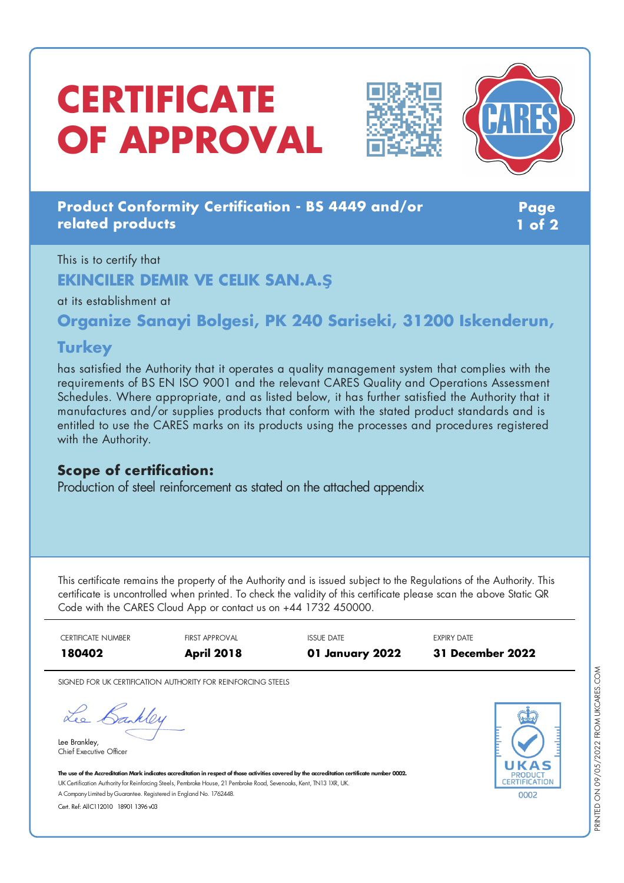# CERTIFICATE OF APPROVAL

**Product Conformity Certification - BS 4449 and/or related products**

This is to certify that

## EKINCILER DEMIR VE CELIK SAN.A.Ş

at its establishment at

## Organize Sanayi Bolgesi, PK 240 Sariseki, 31200 Iskenderun, Turkey

has satisfied the Authority that it operates a quality management system that complies with the requirements of BS EN ISO 9001 and the relevant CARES Quality and Operations Assessment Schedules. Where appropriate, and as listed below, it has further satisfied the Authority that it manufactures and/or supplies products that conform with the stated product standards and is entitled to use the CARES marks on its products using the processes and procedures registered with the Authority.

### Scope of certification:

Production of steel reinforcement as stated on the attached appendix

This certificate remains the property of the Authority and is issued subject to the Regulations of the Authority. This certificate is uncontrolled when printed. To check the validity of this certificate please scan the above Static QR Code with the CARES Cloud App or contact us on +44 1732 450000.

| CERTIFICATE NUMBER | FIRST APPROVAL | ISSUE DATE | EXPIRY DATE |
|---|---|---|---|
| **180402** | **April 2018** | **01 January 2022** | **31 December 2022** |

SIGNED FOR UK CERTIFICATION AUTHORITY FOR REINFORCING STEELS

Lee Brankley,
Chief Executive Officer

**The use of the Accreditation Mark indicates accreditation in respect of those activities covered by the accreditation certificate number 0002.**

UK Certification Authority for Reinforcing Steels, Pembroke House, 21 Pembroke Road, Sevenoaks, Kent, TN13 1XR, UK.

A Company Limited by Guarantee. Registered in England No. 1762448.

Cert. Ref: AIIC112010 18901 1396 v03

UKAS PRODUCT CERTIFICATION 0002

PRINTED ON 09/05/2022 FROM UKCARES.COM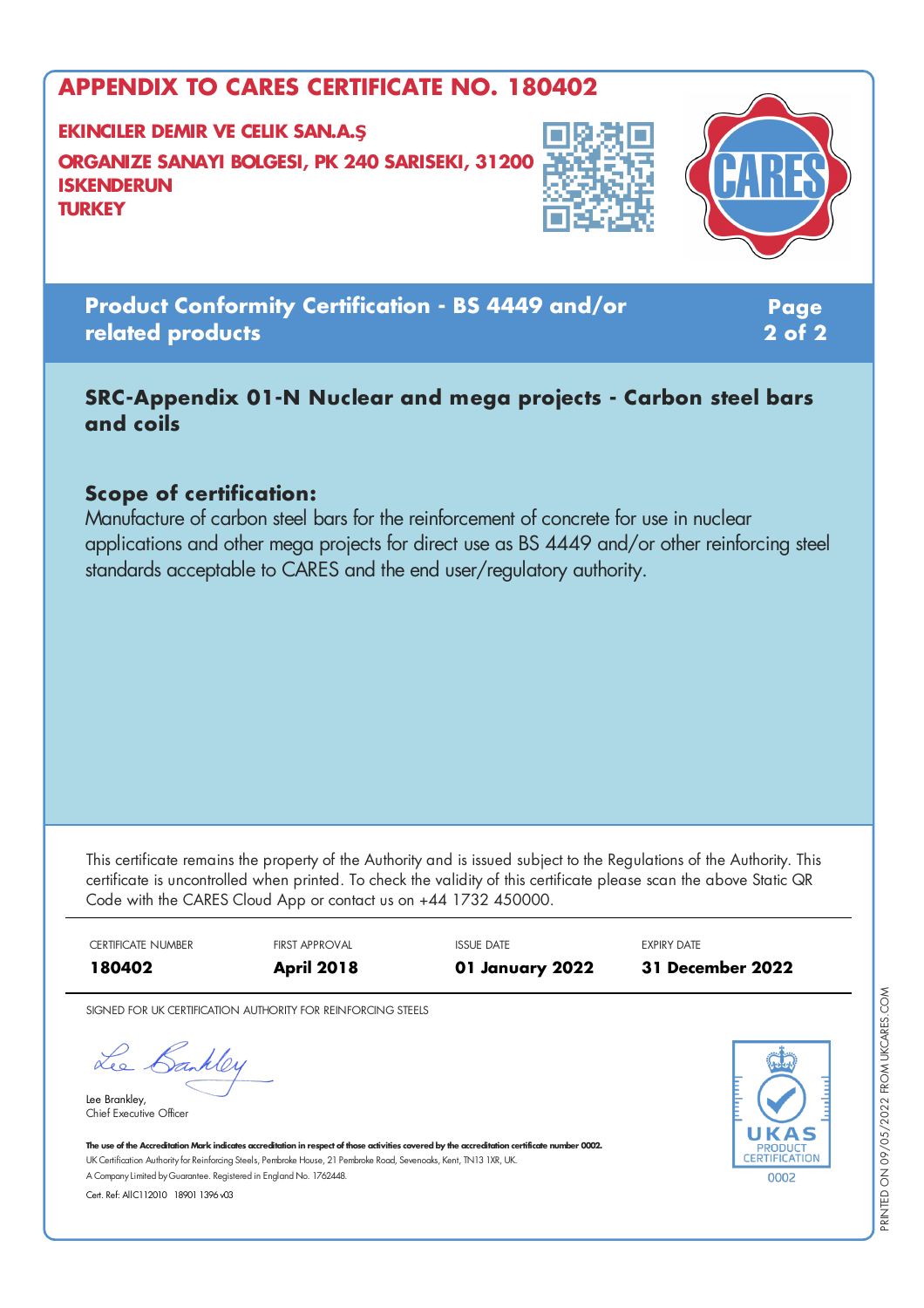# APPENDIX TO CARES CERTIFICATE NO. 180402

**EKINCILER DEMIR VE CELIK SAN.A.Ş**
**ORGANIZE SANAYI BOLGESI, PK 240 SARISEKI, 31200**
**ISKENDERUN**
**TURKEY**

## Product Conformity Certification - BS 4449 and/or related products

### SRC-Appendix 01-N Nuclear and mega projects - Carbon steel bars and coils

### Scope of certification:

Manufacture of carbon steel bars for the reinforcement of concrete for use in nuclear applications and other mega projects for direct use as BS 4449 and/or other reinforcing steel standards acceptable to CARES and the end user/regulatory authority.

This certificate remains the property of the Authority and is issued subject to the Regulations of the Authority. This certificate is uncontrolled when printed. To check the validity of this certificate please scan the above Static QR Code with the CARES Cloud App or contact us on +44 1732 450000.

| CERTIFICATE NUMBER | FIRST APPROVAL | ISSUE DATE | EXPIRY DATE |
|---|---|---|---|
| **180402** | **April 2018** | **01 January 2022** | **31 December 2022** |

SIGNED FOR UK CERTIFICATION AUTHORITY FOR REINFORCING STEELS

Lee Brankley,
Chief Executive Officer

**The use of the Accreditation Mark indicates accreditation in respect of those activities covered by the accreditation certificate number 0002.**
UK Certification Authority for Reinforcing Steels, Pembroke House, 21 Pembroke Road, Sevenoaks, Kent, TN13 1XR, UK.
A Company Limited by Guarantee. Registered in England No. 1762448.
Cert. Ref: AIIC112010 18901 1396 v03

UKAS PRODUCT CERTIFICATION 0002

PRINTED ON 09/05/2022 FROM UKCARES.COM